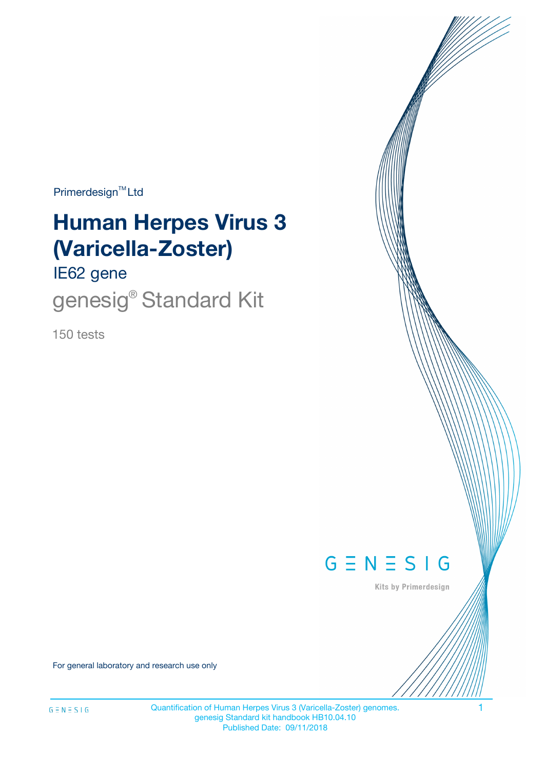Primerdesign™ Ltd

# Human Herpes Virus 3 (Varicella-Zoster)

## IE62 gene

## genesig® Standard Kit

150 tests

GENESIG

Kits by Primerdesign

For general laboratory and research use only

Quantification of Human Herpes Virus 3 (Varicella-Zoster) genomes.
genesig Standard kit handbook HB10.04.10
Published Date: 09/11/2018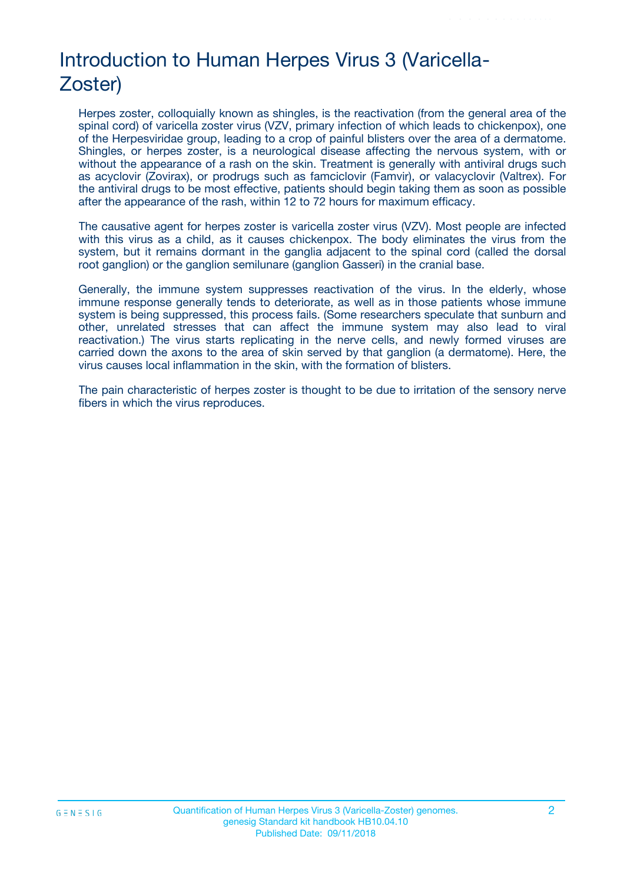# Introduction to Human Herpes Virus 3 (Varicella-Zoster)

Herpes zoster, colloquially known as shingles, is the reactivation (from the general area of the spinal cord) of varicella zoster virus (VZV, primary infection of which leads to chickenpox), one of the Herpesviridae group, leading to a crop of painful blisters over the area of a dermatome. Shingles, or herpes zoster, is a neurological disease affecting the nervous system, with or without the appearance of a rash on the skin. Treatment is generally with antiviral drugs such as acyclovir (Zovirax), or prodrugs such as famciclovir (Famvir), or valacyclovir (Valtrex). For the antiviral drugs to be most effective, patients should begin taking them as soon as possible after the appearance of the rash, within 12 to 72 hours for maximum efficacy.

The causative agent for herpes zoster is varicella zoster virus (VZV). Most people are infected with this virus as a child, as it causes chickenpox. The body eliminates the virus from the system, but it remains dormant in the ganglia adjacent to the spinal cord (called the dorsal root ganglion) or the ganglion semilunare (ganglion Gasseri) in the cranial base.

Generally, the immune system suppresses reactivation of the virus. In the elderly, whose immune response generally tends to deteriorate, as well as in those patients whose immune system is being suppressed, this process fails. (Some researchers speculate that sunburn and other, unrelated stresses that can affect the immune system may also lead to viral reactivation.) The virus starts replicating in the nerve cells, and newly formed viruses are carried down the axons to the area of skin served by that ganglion (a dermatome). Here, the virus causes local inflammation in the skin, with the formation of blisters.

The pain characteristic of herpes zoster is thought to be due to irritation of the sensory nerve fibers in which the virus reproduces.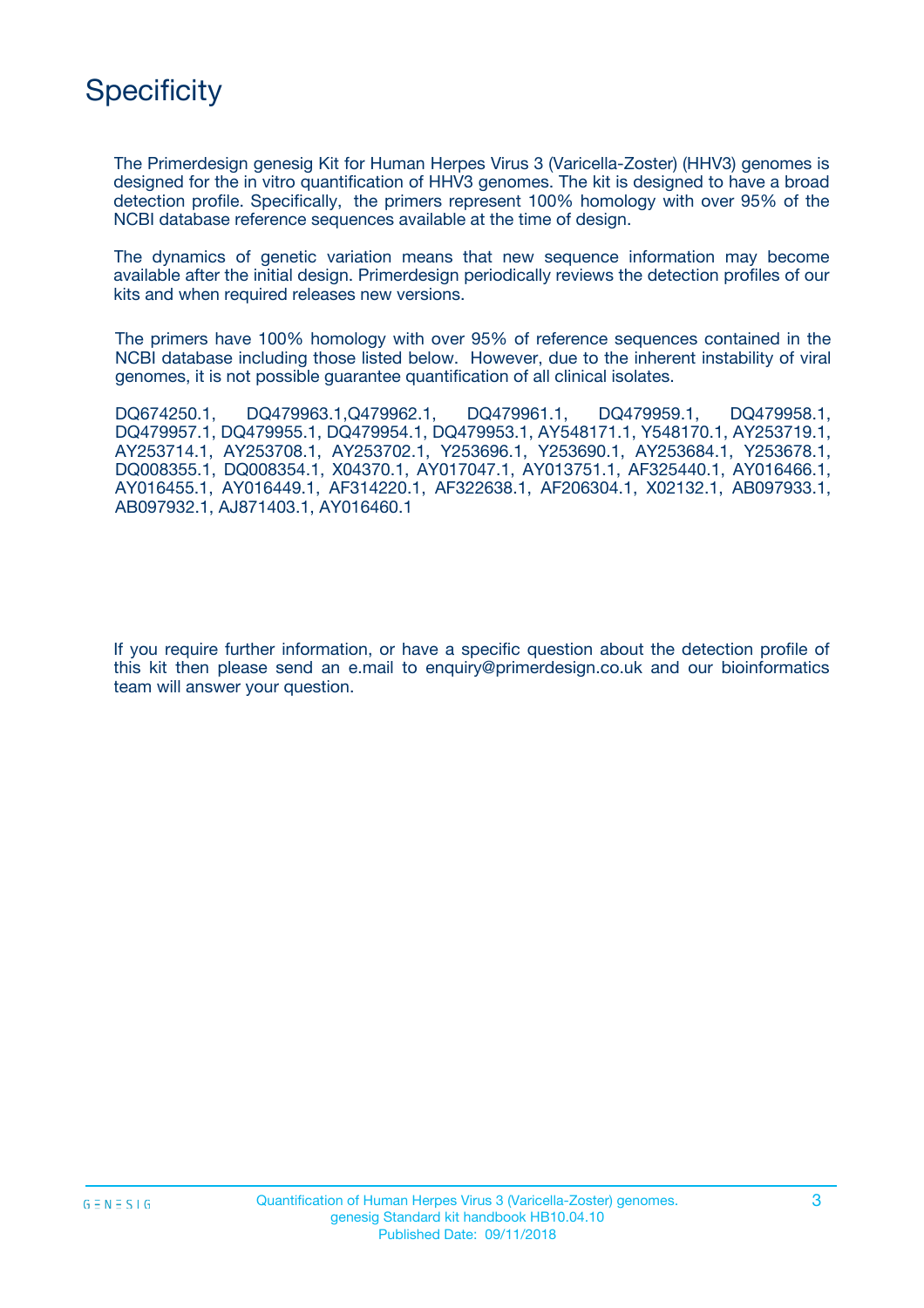# Specificity

The Primerdesign genesig Kit for Human Herpes Virus 3 (Varicella-Zoster) (HHV3) genomes is designed for the in vitro quantification of HHV3 genomes. The kit is designed to have a broad detection profile. Specifically, the primers represent 100% homology with over 95% of the NCBI database reference sequences available at the time of design.

The dynamics of genetic variation means that new sequence information may become available after the initial design. Primerdesign periodically reviews the detection profiles of our kits and when required releases new versions.

The primers have 100% homology with over 95% of reference sequences contained in the NCBI database including those listed below. However, due to the inherent instability of viral genomes, it is not possible guarantee quantification of all clinical isolates.

DQ674250.1, DQ479963.1,Q479962.1, DQ479961.1, DQ479959.1, DQ479958.1, DQ479957.1, DQ479955.1, DQ479954.1, DQ479953.1, AY548171.1, Y548170.1, AY253719.1, AY253714.1, AY253708.1, AY253702.1, Y253696.1, Y253690.1, AY253684.1, Y253678.1, DQ008355.1, DQ008354.1, X04370.1, AY017047.1, AY013751.1, AF325440.1, AY016466.1, AY016455.1, AY016449.1, AF314220.1, AF322638.1, AF206304.1, X02132.1, AB097933.1, AB097932.1, AJ871403.1, AY016460.1

If you require further information, or have a specific question about the detection profile of this kit then please send an e.mail to enquiry@primerdesign.co.uk and our bioinformatics team will answer your question.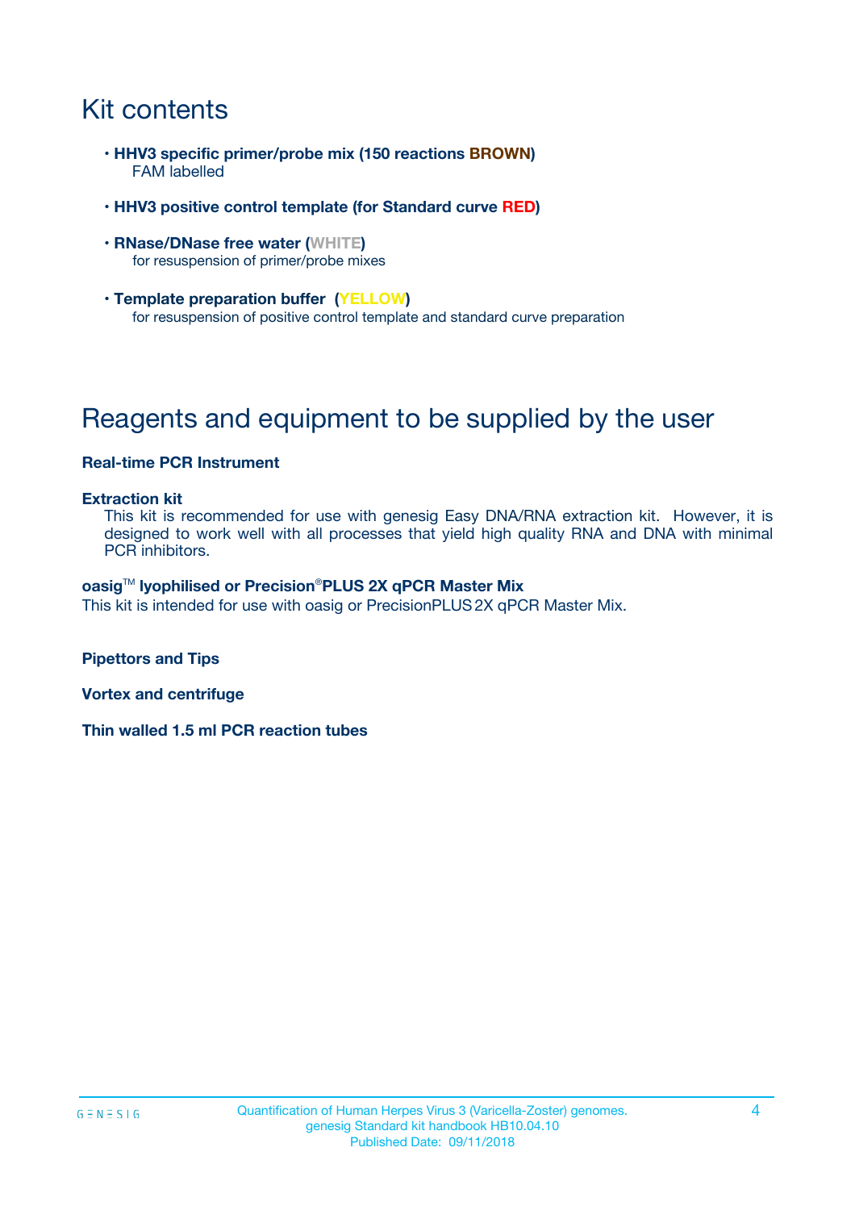# Kit contents

- **HHV3 specific primer/probe mix (150 reactions BROWN)**
  FAM labelled
- **HHV3 positive control template (for Standard curve RED)**
- **RNase/DNase free water (WHITE)**
  for resuspension of primer/probe mixes
- **Template preparation buffer (YELLOW)**
  for resuspension of positive control template and standard curve preparation

# Reagents and equipment to be supplied by the user

**Real-time PCR Instrument**

**Extraction kit**
This kit is recommended for use with genesig Easy DNA/RNA extraction kit. However, it is designed to work well with all processes that yield high quality RNA and DNA with minimal PCR inhibitors.

**oasig™ lyophilised or Precision®PLUS 2X qPCR Master Mix**
This kit is intended for use with oasig or PrecisionPLUS 2X qPCR Master Mix.

**Pipettors and Tips**

**Vortex and centrifuge**

**Thin walled 1.5 ml PCR reaction tubes**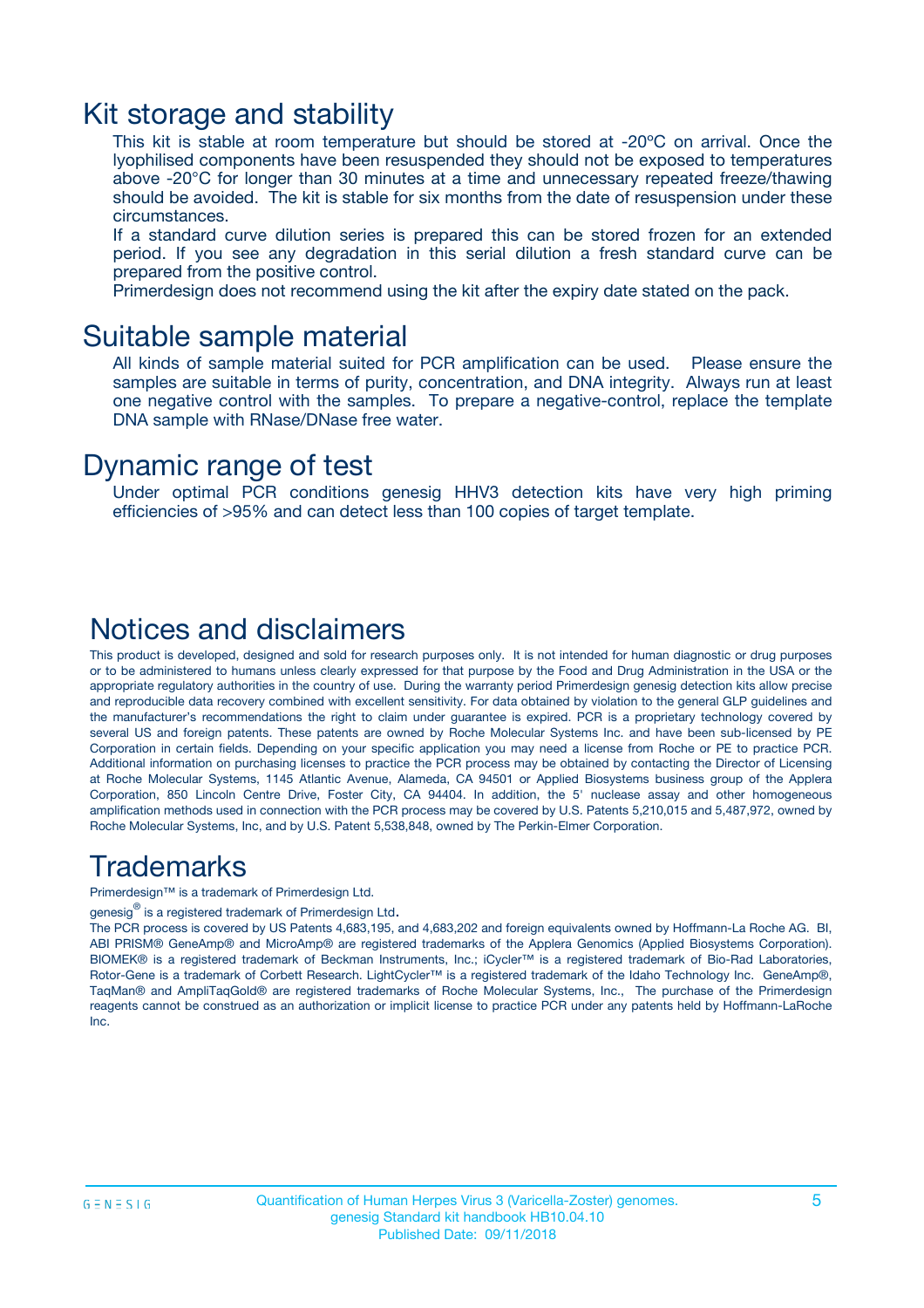# Kit storage and stability

This kit is stable at room temperature but should be stored at -20ºC on arrival. Once the lyophilised components have been resuspended they should not be exposed to temperatures above -20°C for longer than 30 minutes at a time and unnecessary repeated freeze/thawing should be avoided. The kit is stable for six months from the date of resuspension under these circumstances.

If a standard curve dilution series is prepared this can be stored frozen for an extended period. If you see any degradation in this serial dilution a fresh standard curve can be prepared from the positive control.

Primerdesign does not recommend using the kit after the expiry date stated on the pack.

# Suitable sample material

All kinds of sample material suited for PCR amplification can be used. Please ensure the samples are suitable in terms of purity, concentration, and DNA integrity. Always run at least one negative control with the samples. To prepare a negative-control, replace the template DNA sample with RNase/DNase free water.

# Dynamic range of test

Under optimal PCR conditions genesig HHV3 detection kits have very high priming efficiencies of >95% and can detect less than 100 copies of target template.

# Notices and disclaimers

This product is developed, designed and sold for research purposes only. It is not intended for human diagnostic or drug purposes or to be administered to humans unless clearly expressed for that purpose by the Food and Drug Administration in the USA or the appropriate regulatory authorities in the country of use. During the warranty period Primerdesign genesig detection kits allow precise and reproducible data recovery combined with excellent sensitivity. For data obtained by violation to the general GLP guidelines and the manufacturer's recommendations the right to claim under guarantee is expired. PCR is a proprietary technology covered by several US and foreign patents. These patents are owned by Roche Molecular Systems Inc. and have been sub-licensed by PE Corporation in certain fields. Depending on your specific application you may need a license from Roche or PE to practice PCR. Additional information on purchasing licenses to practice the PCR process may be obtained by contacting the Director of Licensing at Roche Molecular Systems, 1145 Atlantic Avenue, Alameda, CA 94501 or Applied Biosystems business group of the Applera Corporation, 850 Lincoln Centre Drive, Foster City, CA 94404. In addition, the 5' nuclease assay and other homogeneous amplification methods used in connection with the PCR process may be covered by U.S. Patents 5,210,015 and 5,487,972, owned by Roche Molecular Systems, Inc, and by U.S. Patent 5,538,848, owned by The Perkin-Elmer Corporation.

# Trademarks

Primerdesign™ is a trademark of Primerdesign Ltd.

genesig® is a registered trademark of Primerdesign Ltd.

The PCR process is covered by US Patents 4,683,195, and 4,683,202 and foreign equivalents owned by Hoffmann-La Roche AG. BI, ABI PRISM® GeneAmp® and MicroAmp® are registered trademarks of the Applera Genomics (Applied Biosystems Corporation). BIOMEK® is a registered trademark of Beckman Instruments, Inc.; iCycler™ is a registered trademark of Bio-Rad Laboratories, Rotor-Gene is a trademark of Corbett Research. LightCycler™ is a registered trademark of the Idaho Technology Inc. GeneAmp®, TaqMan® and AmpliTaqGold® are registered trademarks of Roche Molecular Systems, Inc., The purchase of the Primerdesign reagents cannot be construed as an authorization or implicit license to practice PCR under any patents held by Hoffmann-LaRoche Inc.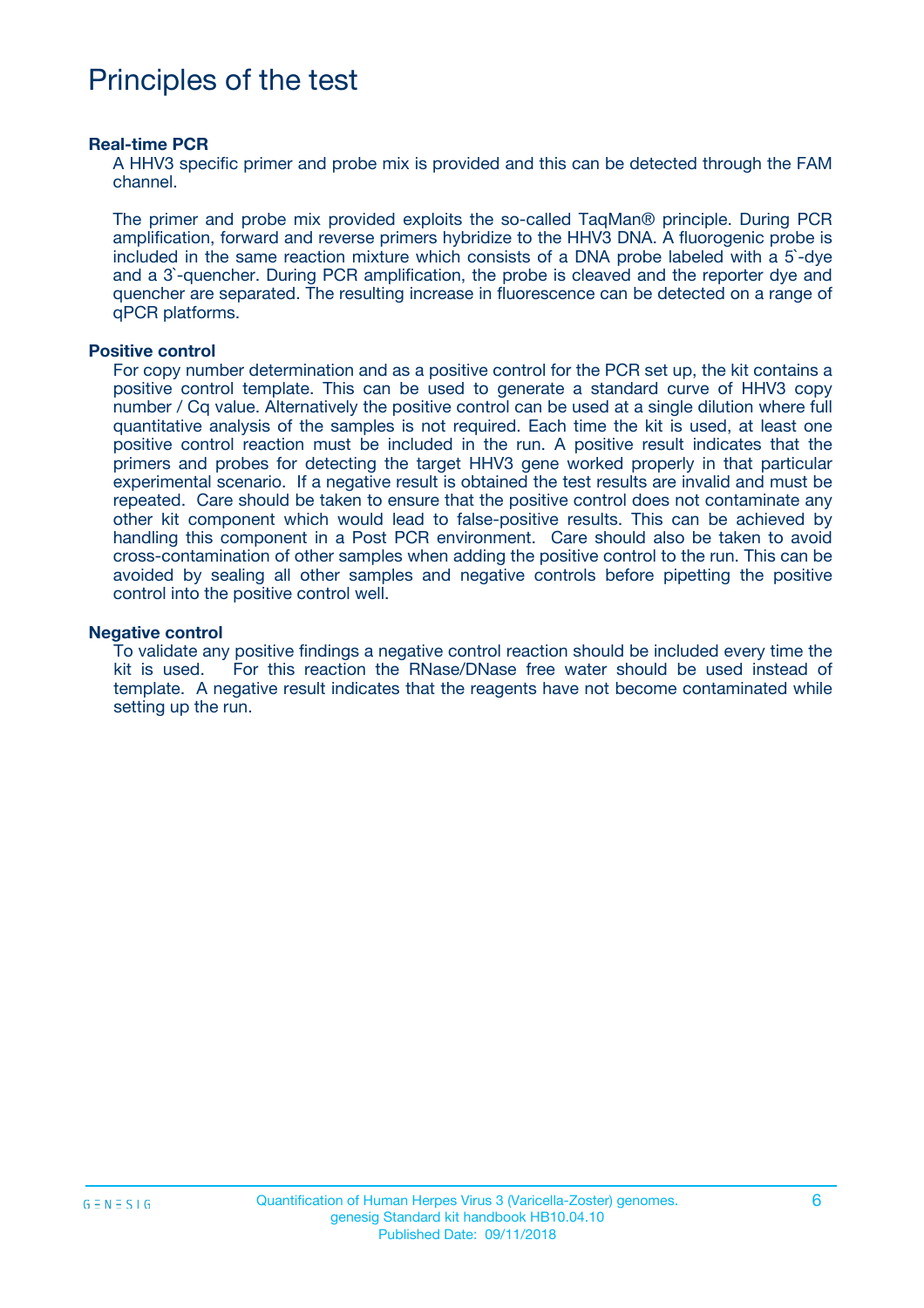# Principles of the test

**Real-time PCR**

A HHV3 specific primer and probe mix is provided and this can be detected through the FAM channel.

The primer and probe mix provided exploits the so-called TaqMan® principle. During PCR amplification, forward and reverse primers hybridize to the HHV3 DNA. A fluorogenic probe is included in the same reaction mixture which consists of a DNA probe labeled with a 5`-dye and a 3`-quencher. During PCR amplification, the probe is cleaved and the reporter dye and quencher are separated. The resulting increase in fluorescence can be detected on a range of qPCR platforms.

**Positive control**

For copy number determination and as a positive control for the PCR set up, the kit contains a positive control template. This can be used to generate a standard curve of HHV3 copy number / Cq value. Alternatively the positive control can be used at a single dilution where full quantitative analysis of the samples is not required. Each time the kit is used, at least one positive control reaction must be included in the run. A positive result indicates that the primers and probes for detecting the target HHV3 gene worked properly in that particular experimental scenario. If a negative result is obtained the test results are invalid and must be repeated. Care should be taken to ensure that the positive control does not contaminate any other kit component which would lead to false-positive results. This can be achieved by handling this component in a Post PCR environment. Care should also be taken to avoid cross-contamination of other samples when adding the positive control to the run. This can be avoided by sealing all other samples and negative controls before pipetting the positive control into the positive control well.

**Negative control**

To validate any positive findings a negative control reaction should be included every time the kit is used. For this reaction the RNase/DNase free water should be used instead of template. A negative result indicates that the reagents have not become contaminated while setting up the run.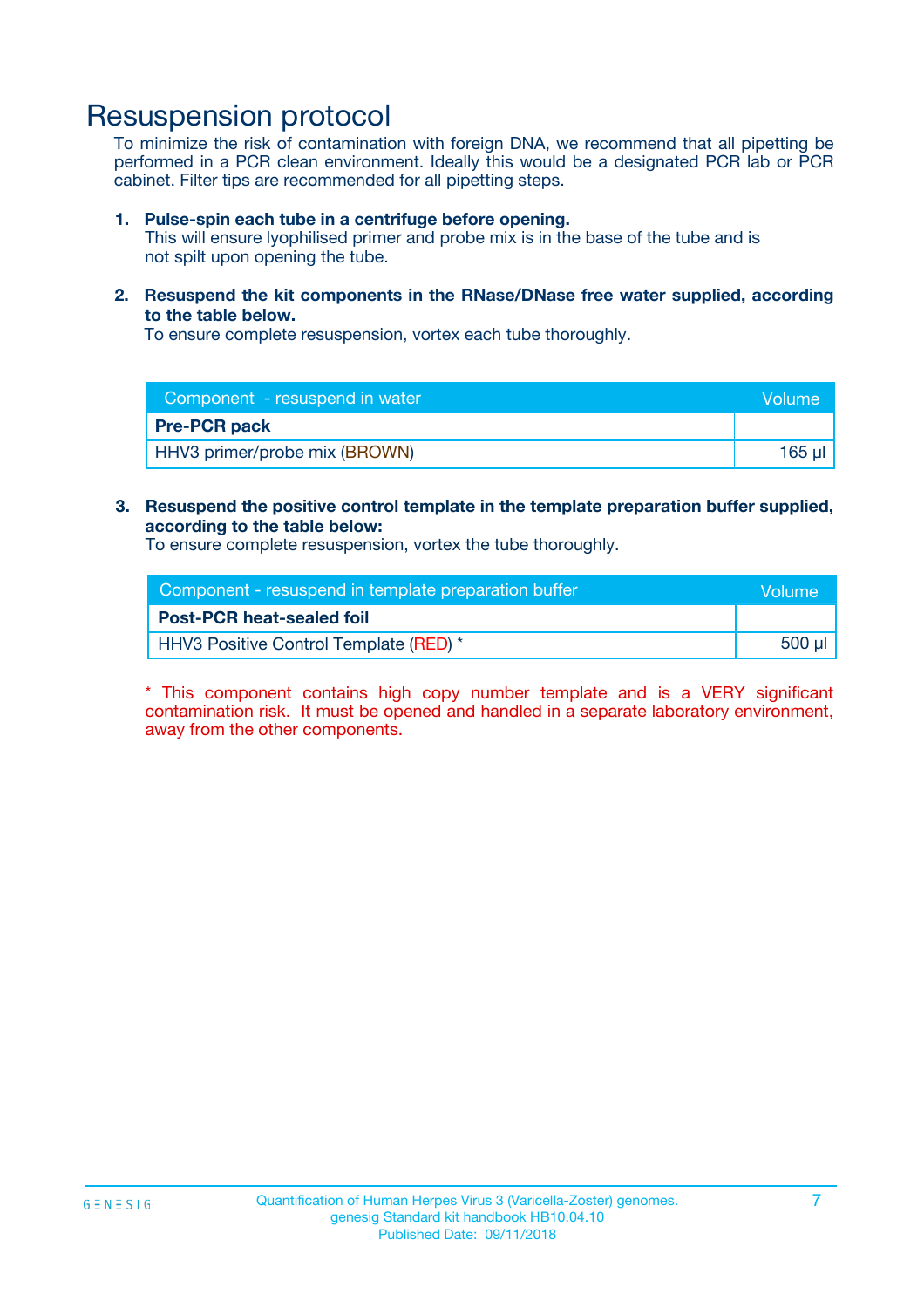# Resuspension protocol

To minimize the risk of contamination with foreign DNA, we recommend that all pipetting be performed in a PCR clean environment. Ideally this would be a designated PCR lab or PCR cabinet. Filter tips are recommended for all pipetting steps.

1. **Pulse-spin each tube in a centrifuge before opening.**
   This will ensure lyophilised primer and probe mix is in the base of the tube and is not spilt upon opening the tube.

2. **Resuspend the kit components in the RNase/DNase free water supplied, according to the table below.**
   To ensure complete resuspension, vortex each tube thoroughly.

| Component - resuspend in water | Volume |
|---|---|
| **Pre-PCR pack** | |
| HHV3 primer/probe mix (BROWN) | 165 µl |

3. **Resuspend the positive control template in the template preparation buffer supplied, according to the table below:**
   To ensure complete resuspension, vortex the tube thoroughly.

| Component - resuspend in template preparation buffer | Volume |
|---|---|
| **Post-PCR heat-sealed foil** | |
| HHV3 Positive Control Template (RED) * | 500 µl |

* This component contains high copy number template and is a VERY significant contamination risk. It must be opened and handled in a separate laboratory environment, away from the other components.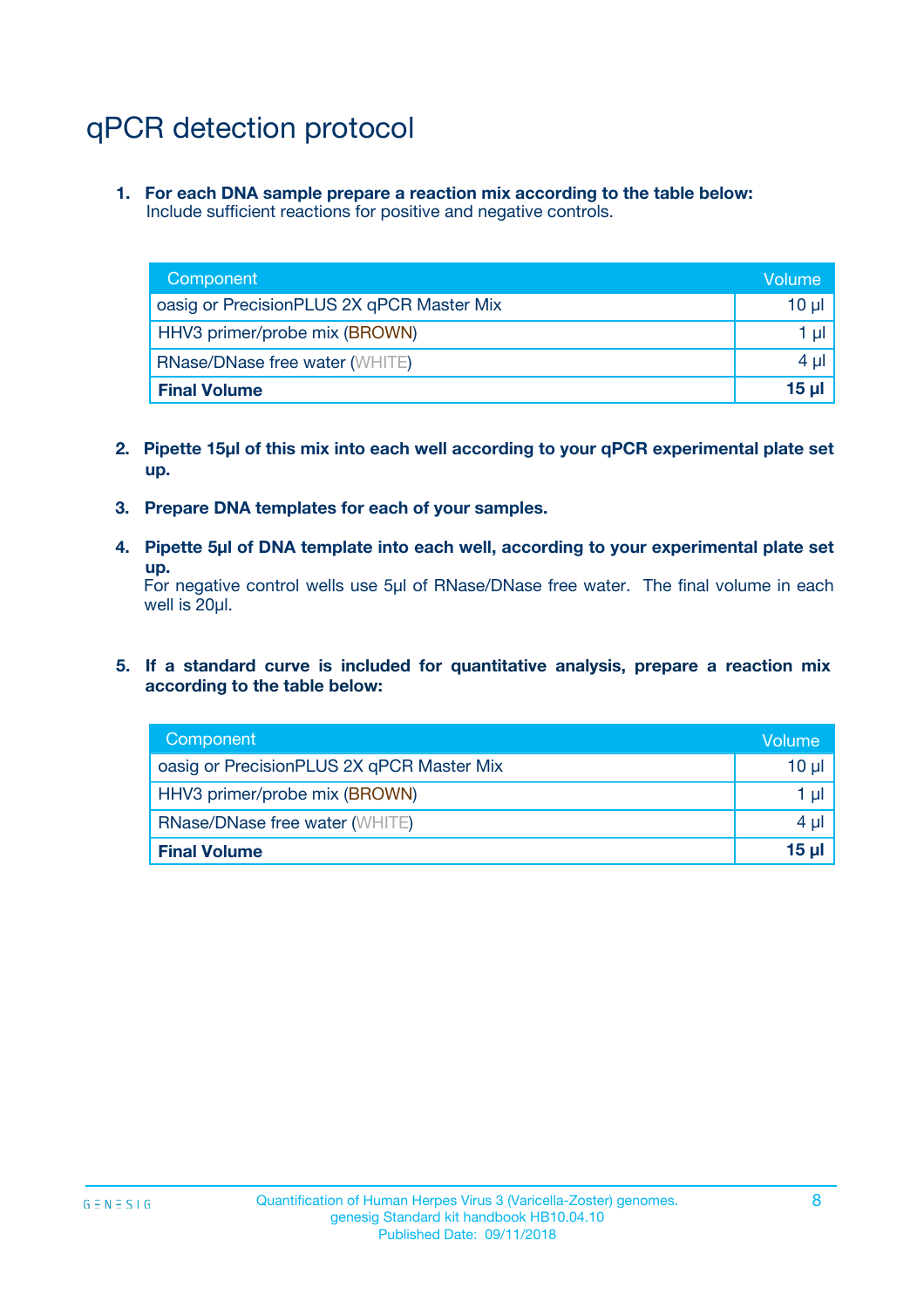# qPCR detection protocol

1. **For each DNA sample prepare a reaction mix according to the table below:**
   Include sufficient reactions for positive and negative controls.

| Component | Volume |
| --- | --- |
| oasig or PrecisionPLUS 2X qPCR Master Mix | 10 µl |
| HHV3 primer/probe mix (BROWN) | 1 µl |
| RNase/DNase free water (WHITE) | 4 µl |
| **Final Volume** | **15 µl** |

2. **Pipette 15µl of this mix into each well according to your qPCR experimental plate set up.**

3. **Prepare DNA templates for each of your samples.**

4. **Pipette 5µl of DNA template into each well, according to your experimental plate set up.**
   For negative control wells use 5µl of RNase/DNase free water. The final volume in each well is 20µl.

5. **If a standard curve is included for quantitative analysis, prepare a reaction mix according to the table below:**

| Component | Volume |
| --- | --- |
| oasig or PrecisionPLUS 2X qPCR Master Mix | 10 µl |
| HHV3 primer/probe mix (BROWN) | 1 µl |
| RNase/DNase free water (WHITE) | 4 µl |
| **Final Volume** | **15 µl** |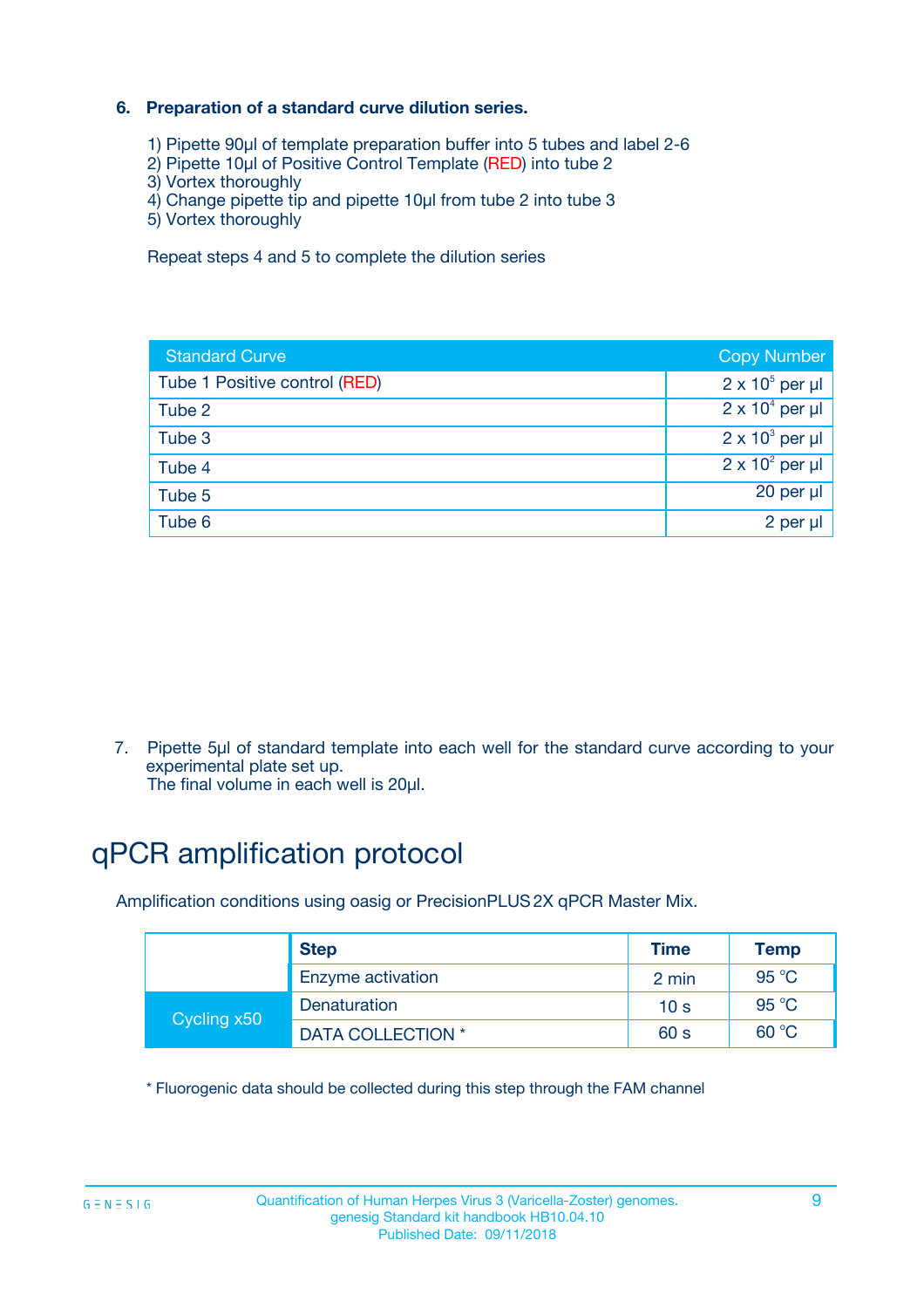**6. Preparation of a standard curve dilution series.**

1) Pipette 90µl of template preparation buffer into 5 tubes and label 2-6
2) Pipette 10µl of Positive Control Template (RED) into tube 2
3) Vortex thoroughly
4) Change pipette tip and pipette 10µl from tube 2 into tube 3
5) Vortex thoroughly

Repeat steps 4 and 5 to complete the dilution series

| Standard Curve | Copy Number |
|---|---|
| Tube 1 Positive control (RED) | $2 \times 10^5$ per µl |
| Tube 2 | $2 \times 10^4$ per µl |
| Tube 3 | $2 \times 10^3$ per µl |
| Tube 4 | $2 \times 10^2$ per µl |
| Tube 5 | 20 per µl |
| Tube 6 | 2 per µl |

7. Pipette 5µl of standard template into each well for the standard curve according to your experimental plate set up.
The final volume in each well is 20µl.

# qPCR amplification protocol

Amplification conditions using oasig or PrecisionPLUS 2X qPCR Master Mix.

| | Step | Time | Temp |
|---|---|---|---|
| | Enzyme activation | 2 min | 95 °C |
| Cycling x50 | Denaturation | 10 s | 95 °C |
| | DATA COLLECTION * | 60 s | 60 °C |

* Fluorogenic data should be collected during this step through the FAM channel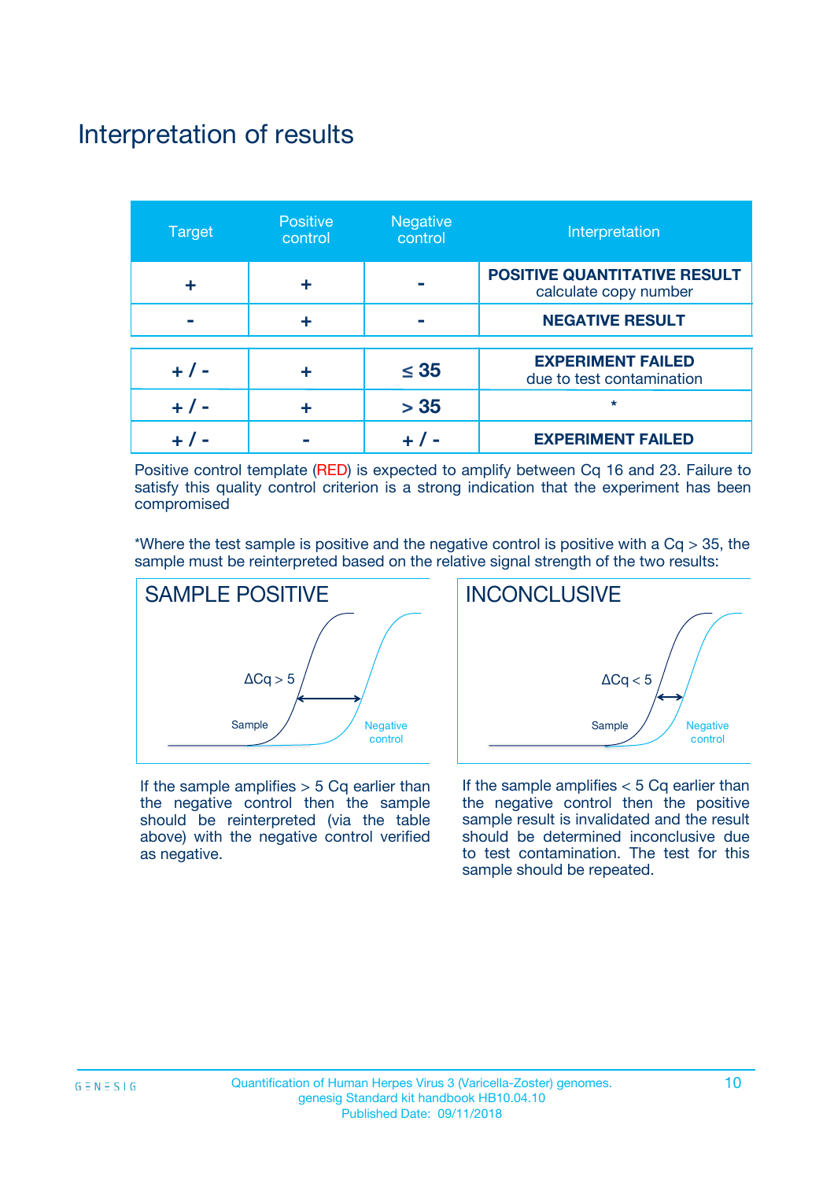# Interpretation of results

| Target | Positive control | Negative control | Interpretation |
|---|---|---|---|
| + | + | - | **POSITIVE QUANTITATIVE RESULT** calculate copy number |
| - | + | - | **NEGATIVE RESULT** |
| + / - | + | ≤ 35 | **EXPERIMENT FAILED** due to test contamination |
| + / - | + | > 35 | * |
| + / - | - | + / - | **EXPERIMENT FAILED** |

Positive control template (RED) is expected to amplify between Cq 16 and 23. Failure to satisfy this quality control criterion is a strong indication that the experiment has been compromised

*Where the test sample is positive and the negative control is positive with a Cq > 35, the sample must be reinterpreted based on the relative signal strength of the two results:

## SAMPLE POSITIVE

ΔCq > 5

Sample

Negative control

If the sample amplifies > 5 Cq earlier than the negative control then the sample should be reinterpreted (via the table above) with the negative control verified as negative.

## INCONCLUSIVE

ΔCq < 5

Sample

Negative control

If the sample amplifies < 5 Cq earlier than the negative control then the positive sample result is invalidated and the result should be determined inconclusive due to test contamination. The test for this sample should be repeated.